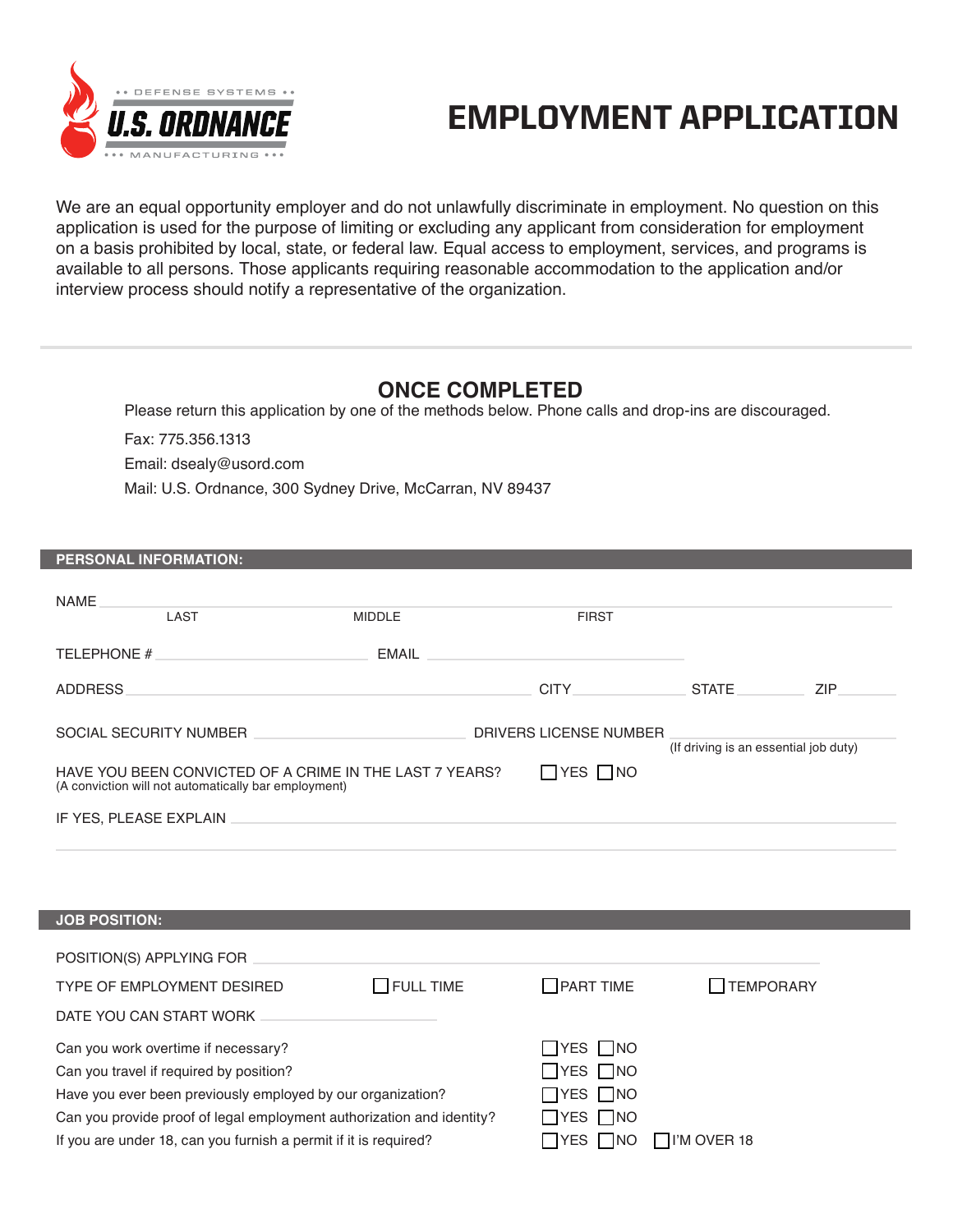U.S. ORDNANCE
•• DEFENSE SYSTEMS ••
••• MANUFACTURING •••

# EMPLOYMENT APPLICATION

We are an equal opportunity employer and do not unlawfully discriminate in employment. No question on this application is used for the purpose of limiting or excluding any applicant from consideration for employment on a basis prohibited by local, state, or federal law. Equal access to employment, services, and programs is available to all persons. Those applicants requiring reasonable accommodation to the application and/or interview process should notify a representative of the organization.

---

## ONCE COMPLETED

Please return this application by one of the methods below. Phone calls and drop-ins are discouraged.

Fax: 775.356.1313

Email: dsealy@usord.com

Mail: U.S. Ordnance, 300 Sydney Drive, McCarran, NV 89437

## PERSONAL INFORMATION:

NAME ______________________________________________
LAST MIDDLE FIRST

TELEPHONE # ____________________ EMAIL ____________________

ADDRESS ____________________ CITY __________ STATE __________ ZIP __________

SOCIAL SECURITY NUMBER ____________________ DRIVERS LICENSE NUMBER ____________________
(If driving is an essential job duty)

HAVE YOU BEEN CONVICTED OF A CRIME IN THE LAST 7 YEARS? ☐ YES ☐ NO
(A conviction will not automatically bar employment)

IF YES, PLEASE EXPLAIN ______________________________________________

______________________________________________

## JOB POSITION:

POSITION(S) APPLYING FOR ______________________________________________

TYPE OF EMPLOYMENT DESIRED ☐ FULL TIME ☐ PART TIME ☐ TEMPORARY

DATE YOU CAN START WORK ____________________

Can you work overtime if necessary? ☐ YES ☐ NO

Can you travel if required by position? ☐ YES ☐ NO

Have you ever been previously employed by our organization? ☐ YES ☐ NO

Can you provide proof of legal employment authorization and identity? ☐ YES ☐ NO

If you are under 18, can you furnish a permit if it is required? ☐ YES ☐ NO ☐ I'M OVER 18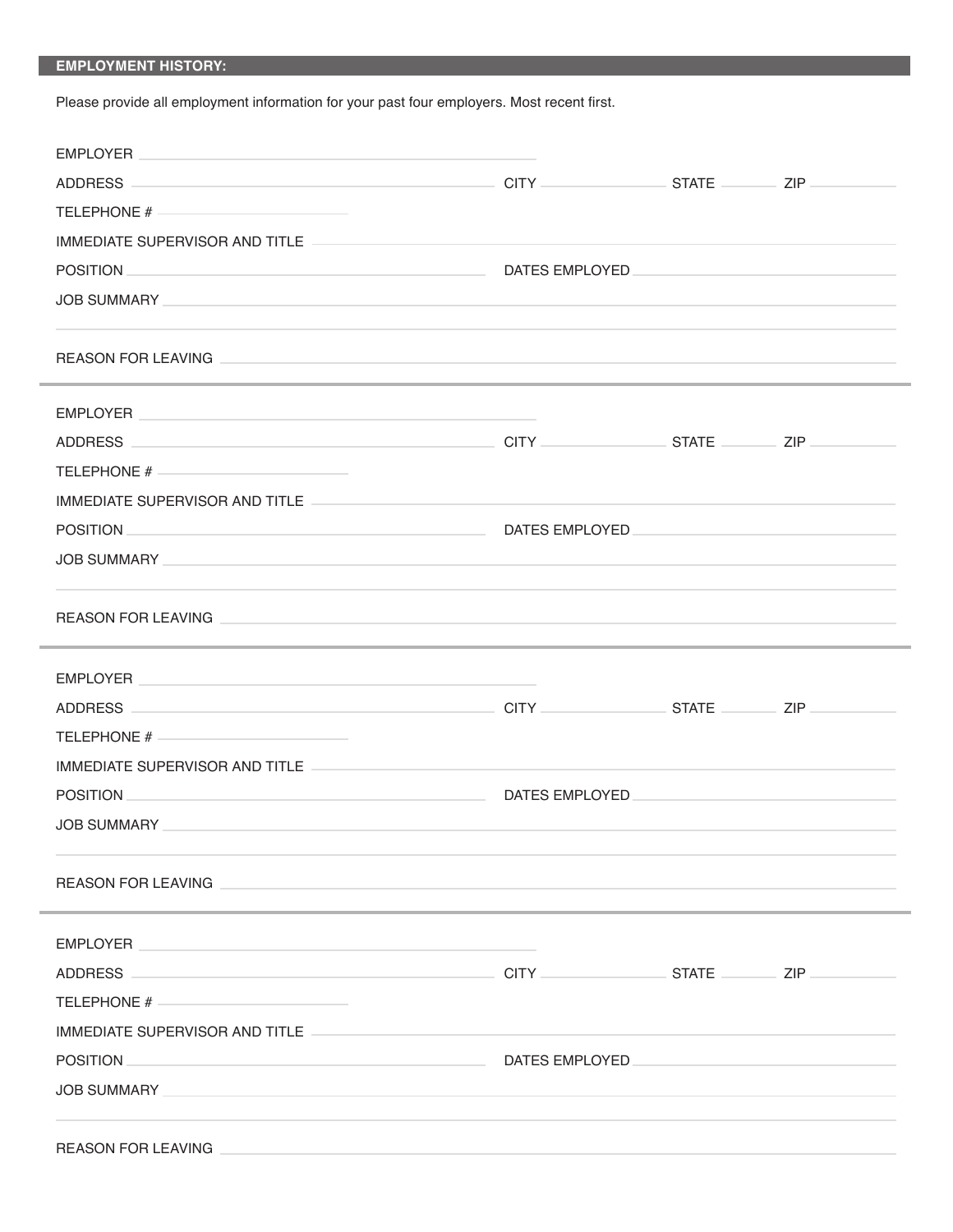## EMPLOYMENT HISTORY:

Please provide all employment information for your past four employers. Most recent first.

EMPLOYER \_\_\_\_\_\_\_\_\_\_\_\_\_\_\_\_\_\_\_\_\_\_\_\_\_\_\_\_\_\_\_\_\_\_\_\_\_\_\_\_

ADDRESS \_\_\_\_\_\_\_\_\_\_\_\_\_\_\_\_\_\_\_\_\_\_\_\_\_\_\_\_\_\_\_\_\_\_\_\_ CITY \_\_\_\_\_\_\_\_\_\_\_\_ STATE \_\_\_\_\_\_ ZIP \_\_\_\_\_\_\_\_

TELEPHONE # \_\_\_\_\_\_\_\_\_\_\_\_\_\_\_\_\_\_\_\_

IMMEDIATE SUPERVISOR AND TITLE \_\_\_\_\_\_\_\_\_\_\_\_\_\_\_\_\_\_\_\_\_\_\_\_\_\_\_\_\_\_\_\_\_\_\_\_\_\_\_\_

POSITION \_\_\_\_\_\_\_\_\_\_\_\_\_\_\_\_\_\_\_\_\_\_\_\_\_\_\_\_\_\_\_\_\_\_\_\_ DATES EMPLOYED \_\_\_\_\_\_\_\_\_\_\_\_\_\_\_\_\_\_\_\_\_\_\_\_\_\_

JOB SUMMARY \_\_\_\_\_\_\_\_\_\_\_\_\_\_\_\_\_\_\_\_\_\_\_\_\_\_\_\_\_\_\_\_\_\_\_\_\_\_\_\_\_\_\_\_\_\_\_\_\_\_\_\_\_\_\_\_\_\_\_\_\_\_\_\_\_\_\_\_\_\_

\_\_\_\_\_\_\_\_\_\_\_\_\_\_\_\_\_\_\_\_\_\_\_\_\_\_\_\_\_\_\_\_\_\_\_\_\_\_\_\_\_\_\_\_\_\_\_\_\_\_\_\_\_\_\_\_\_\_\_\_\_\_\_\_\_\_\_\_\_\_\_\_\_\_\_\_\_\_\_\_\_\_

REASON FOR LEAVING \_\_\_\_\_\_\_\_\_\_\_\_\_\_\_\_\_\_\_\_\_\_\_\_\_\_\_\_\_\_\_\_\_\_\_\_\_\_\_\_\_\_\_\_\_\_\_\_\_\_\_\_\_\_\_\_\_\_\_\_\_\_\_\_

---

EMPLOYER \_\_\_\_\_\_\_\_\_\_\_\_\_\_\_\_\_\_\_\_\_\_\_\_\_\_\_\_\_\_\_\_\_\_\_\_\_\_\_\_

ADDRESS \_\_\_\_\_\_\_\_\_\_\_\_\_\_\_\_\_\_\_\_\_\_\_\_\_\_\_\_\_\_\_\_\_\_\_\_ CITY \_\_\_\_\_\_\_\_\_\_\_\_ STATE \_\_\_\_\_\_ ZIP \_\_\_\_\_\_\_\_

TELEPHONE # \_\_\_\_\_\_\_\_\_\_\_\_\_\_\_\_\_\_\_\_

IMMEDIATE SUPERVISOR AND TITLE \_\_\_\_\_\_\_\_\_\_\_\_\_\_\_\_\_\_\_\_\_\_\_\_\_\_\_\_\_\_\_\_\_\_\_\_\_\_\_\_

POSITION \_\_\_\_\_\_\_\_\_\_\_\_\_\_\_\_\_\_\_\_\_\_\_\_\_\_\_\_\_\_\_\_\_\_\_\_ DATES EMPLOYED \_\_\_\_\_\_\_\_\_\_\_\_\_\_\_\_\_\_\_\_\_\_\_\_\_\_

JOB SUMMARY \_\_\_\_\_\_\_\_\_\_\_\_\_\_\_\_\_\_\_\_\_\_\_\_\_\_\_\_\_\_\_\_\_\_\_\_\_\_\_\_\_\_\_\_\_\_\_\_\_\_\_\_\_\_\_\_\_\_\_\_\_\_\_\_\_\_\_\_\_\_

\_\_\_\_\_\_\_\_\_\_\_\_\_\_\_\_\_\_\_\_\_\_\_\_\_\_\_\_\_\_\_\_\_\_\_\_\_\_\_\_\_\_\_\_\_\_\_\_\_\_\_\_\_\_\_\_\_\_\_\_\_\_\_\_\_\_\_\_\_\_\_\_\_\_\_\_\_\_\_\_\_\_

REASON FOR LEAVING \_\_\_\_\_\_\_\_\_\_\_\_\_\_\_\_\_\_\_\_\_\_\_\_\_\_\_\_\_\_\_\_\_\_\_\_\_\_\_\_\_\_\_\_\_\_\_\_\_\_\_\_\_\_\_\_\_\_\_\_\_\_\_\_

---

EMPLOYER \_\_\_\_\_\_\_\_\_\_\_\_\_\_\_\_\_\_\_\_\_\_\_\_\_\_\_\_\_\_\_\_\_\_\_\_\_\_\_\_

ADDRESS \_\_\_\_\_\_\_\_\_\_\_\_\_\_\_\_\_\_\_\_\_\_\_\_\_\_\_\_\_\_\_\_\_\_\_\_ CITY \_\_\_\_\_\_\_\_\_\_\_\_ STATE \_\_\_\_\_\_ ZIP \_\_\_\_\_\_\_\_

TELEPHONE # \_\_\_\_\_\_\_\_\_\_\_\_\_\_\_\_\_\_\_\_

IMMEDIATE SUPERVISOR AND TITLE \_\_\_\_\_\_\_\_\_\_\_\_\_\_\_\_\_\_\_\_\_\_\_\_\_\_\_\_\_\_\_\_\_\_\_\_\_\_\_\_

POSITION \_\_\_\_\_\_\_\_\_\_\_\_\_\_\_\_\_\_\_\_\_\_\_\_\_\_\_\_\_\_\_\_\_\_\_\_ DATES EMPLOYED \_\_\_\_\_\_\_\_\_\_\_\_\_\_\_\_\_\_\_\_\_\_\_\_\_\_

JOB SUMMARY \_\_\_\_\_\_\_\_\_\_\_\_\_\_\_\_\_\_\_\_\_\_\_\_\_\_\_\_\_\_\_\_\_\_\_\_\_\_\_\_\_\_\_\_\_\_\_\_\_\_\_\_\_\_\_\_\_\_\_\_\_\_\_\_\_\_\_\_\_\_

\_\_\_\_\_\_\_\_\_\_\_\_\_\_\_\_\_\_\_\_\_\_\_\_\_\_\_\_\_\_\_\_\_\_\_\_\_\_\_\_\_\_\_\_\_\_\_\_\_\_\_\_\_\_\_\_\_\_\_\_\_\_\_\_\_\_\_\_\_\_\_\_\_\_\_\_\_\_\_\_\_\_

REASON FOR LEAVING \_\_\_\_\_\_\_\_\_\_\_\_\_\_\_\_\_\_\_\_\_\_\_\_\_\_\_\_\_\_\_\_\_\_\_\_\_\_\_\_\_\_\_\_\_\_\_\_\_\_\_\_\_\_\_\_\_\_\_\_\_\_\_\_

---

EMPLOYER \_\_\_\_\_\_\_\_\_\_\_\_\_\_\_\_\_\_\_\_\_\_\_\_\_\_\_\_\_\_\_\_\_\_\_\_\_\_\_\_

ADDRESS \_\_\_\_\_\_\_\_\_\_\_\_\_\_\_\_\_\_\_\_\_\_\_\_\_\_\_\_\_\_\_\_\_\_\_\_ CITY \_\_\_\_\_\_\_\_\_\_\_\_ STATE \_\_\_\_\_\_ ZIP \_\_\_\_\_\_\_\_

TELEPHONE # \_\_\_\_\_\_\_\_\_\_\_\_\_\_\_\_\_\_\_\_

IMMEDIATE SUPERVISOR AND TITLE \_\_\_\_\_\_\_\_\_\_\_\_\_\_\_\_\_\_\_\_\_\_\_\_\_\_\_\_\_\_\_\_\_\_\_\_\_\_\_\_

POSITION \_\_\_\_\_\_\_\_\_\_\_\_\_\_\_\_\_\_\_\_\_\_\_\_\_\_\_\_\_\_\_\_\_\_\_\_ DATES EMPLOYED \_\_\_\_\_\_\_\_\_\_\_\_\_\_\_\_\_\_\_\_\_\_\_\_\_\_

JOB SUMMARY \_\_\_\_\_\_\_\_\_\_\_\_\_\_\_\_\_\_\_\_\_\_\_\_\_\_\_\_\_\_\_\_\_\_\_\_\_\_\_\_\_\_\_\_\_\_\_\_\_\_\_\_\_\_\_\_\_\_\_\_\_\_\_\_\_\_\_\_\_\_

\_\_\_\_\_\_\_\_\_\_\_\_\_\_\_\_\_\_\_\_\_\_\_\_\_\_\_\_\_\_\_\_\_\_\_\_\_\_\_\_\_\_\_\_\_\_\_\_\_\_\_\_\_\_\_\_\_\_\_\_\_\_\_\_\_\_\_\_\_\_\_\_\_\_\_\_\_\_\_\_\_\_

REASON FOR LEAVING \_\_\_\_\_\_\_\_\_\_\_\_\_\_\_\_\_\_\_\_\_\_\_\_\_\_\_\_\_\_\_\_\_\_\_\_\_\_\_\_\_\_\_\_\_\_\_\_\_\_\_\_\_\_\_\_\_\_\_\_\_\_\_\_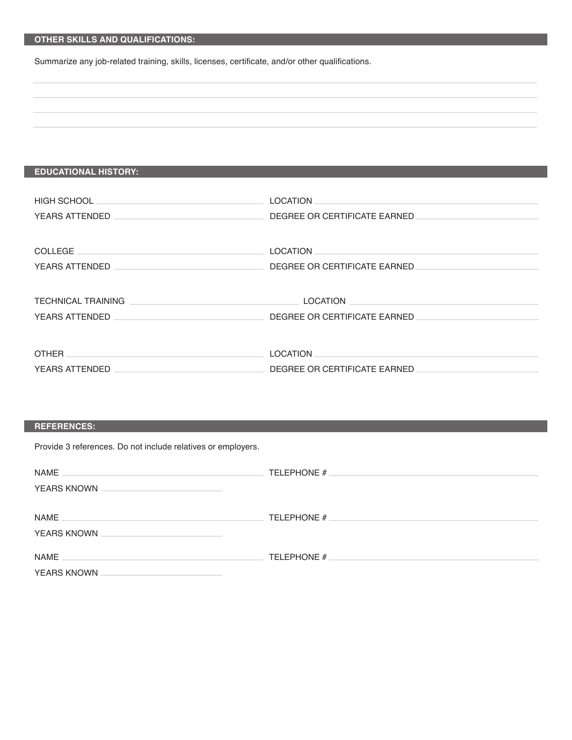## OTHER SKILLS AND QUALIFICATIONS:

Summarize any job-related training, skills, licenses, certificate, and/or other qualifications.

______________________________________________________________________

______________________________________________________________________

______________________________________________________________________

______________________________________________________________________

## EDUCATIONAL HISTORY:

HIGH SCHOOL ______________________ LOCATION ______________________

YEARS ATTENDED ______________________ DEGREE OR CERTIFICATE EARNED ______________________

COLLEGE ______________________ LOCATION ______________________

YEARS ATTENDED ______________________ DEGREE OR CERTIFICATE EARNED ______________________

TECHNICAL TRAINING ______________________ LOCATION ______________________

YEARS ATTENDED ______________________ DEGREE OR CERTIFICATE EARNED ______________________

OTHER ______________________ LOCATION ______________________

YEARS ATTENDED ______________________ DEGREE OR CERTIFICATE EARNED ______________________

## REFERENCES:

Provide 3 references. Do not include relatives or employers.

NAME ______________________ TELEPHONE # ______________________

YEARS KNOWN ______________________

NAME ______________________ TELEPHONE # ______________________

YEARS KNOWN ______________________

NAME ______________________ TELEPHONE # ______________________

YEARS KNOWN ______________________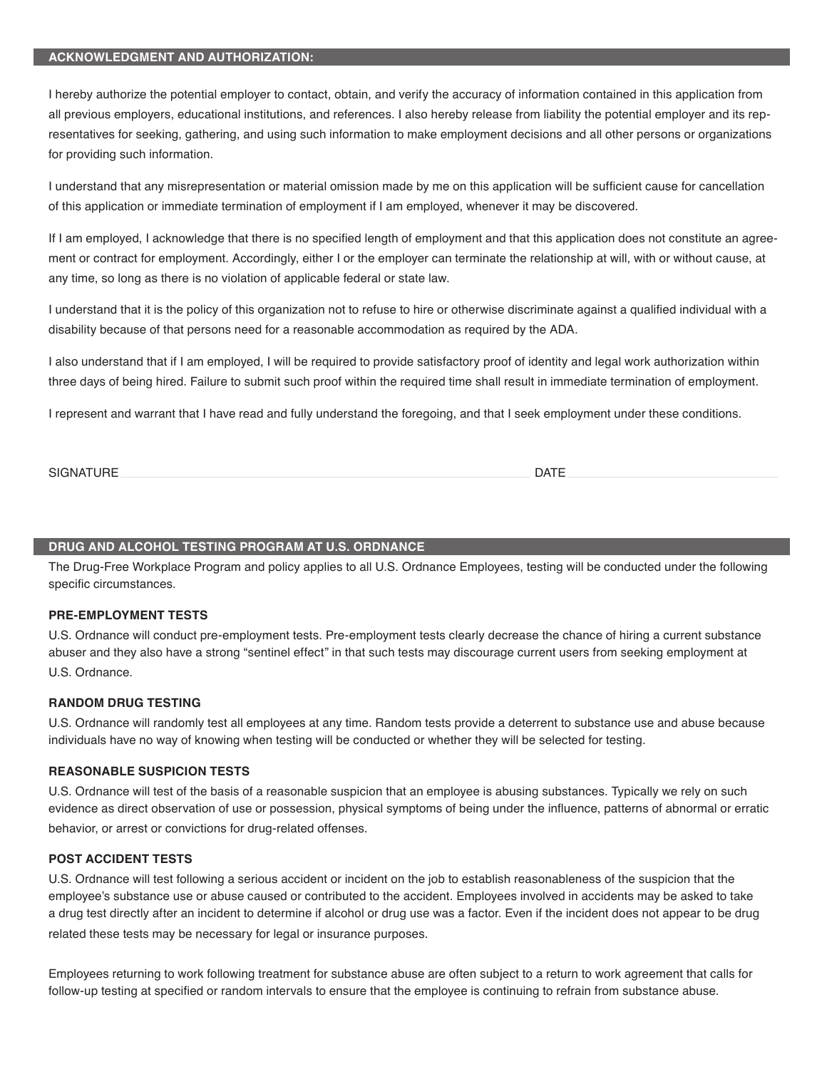## ACKNOWLEDGMENT AND AUTHORIZATION:

I hereby authorize the potential employer to contact, obtain, and verify the accuracy of information contained in this application from all previous employers, educational institutions, and references. I also hereby release from liability the potential employer and its representatives for seeking, gathering, and using such information to make employment decisions and all other persons or organizations for providing such information.

I understand that any misrepresentation or material omission made by me on this application will be sufficient cause for cancellation of this application or immediate termination of employment if I am employed, whenever it may be discovered.

If I am employed, I acknowledge that there is no specified length of employment and that this application does not constitute an agreement or contract for employment. Accordingly, either I or the employer can terminate the relationship at will, with or without cause, at any time, so long as there is no violation of applicable federal or state law.

I understand that it is the policy of this organization not to refuse to hire or otherwise discriminate against a qualified individual with a disability because of that persons need for a reasonable accommodation as required by the ADA.

I also understand that if I am employed, I will be required to provide satisfactory proof of identity and legal work authorization within three days of being hired. Failure to submit such proof within the required time shall result in immediate termination of employment.

I represent and warrant that I have read and fully understand the foregoing, and that I seek employment under these conditions.

SIGNATURE ____________________________________________ DATE ____________________

## DRUG AND ALCOHOL TESTING PROGRAM AT U.S. ORDNANCE

The Drug-Free Workplace Program and policy applies to all U.S. Ordnance Employees, testing will be conducted under the following specific circumstances.

### PRE-EMPLOYMENT TESTS

U.S. Ordnance will conduct pre-employment tests. Pre-employment tests clearly decrease the chance of hiring a current substance abuser and they also have a strong "sentinel effect" in that such tests may discourage current users from seeking employment at U.S. Ordnance.

### RANDOM DRUG TESTING

U.S. Ordnance will randomly test all employees at any time. Random tests provide a deterrent to substance use and abuse because individuals have no way of knowing when testing will be conducted or whether they will be selected for testing.

### REASONABLE SUSPICION TESTS

U.S. Ordnance will test of the basis of a reasonable suspicion that an employee is abusing substances. Typically we rely on such evidence as direct observation of use or possession, physical symptoms of being under the influence, patterns of abnormal or erratic behavior, or arrest or convictions for drug-related offenses.

### POST ACCIDENT TESTS

U.S. Ordnance will test following a serious accident or incident on the job to establish reasonableness of the suspicion that the employee's substance use or abuse caused or contributed to the accident. Employees involved in accidents may be asked to take a drug test directly after an incident to determine if alcohol or drug use was a factor. Even if the incident does not appear to be drug related these tests may be necessary for legal or insurance purposes.

Employees returning to work following treatment for substance abuse are often subject to a return to work agreement that calls for follow-up testing at specified or random intervals to ensure that the employee is continuing to refrain from substance abuse.